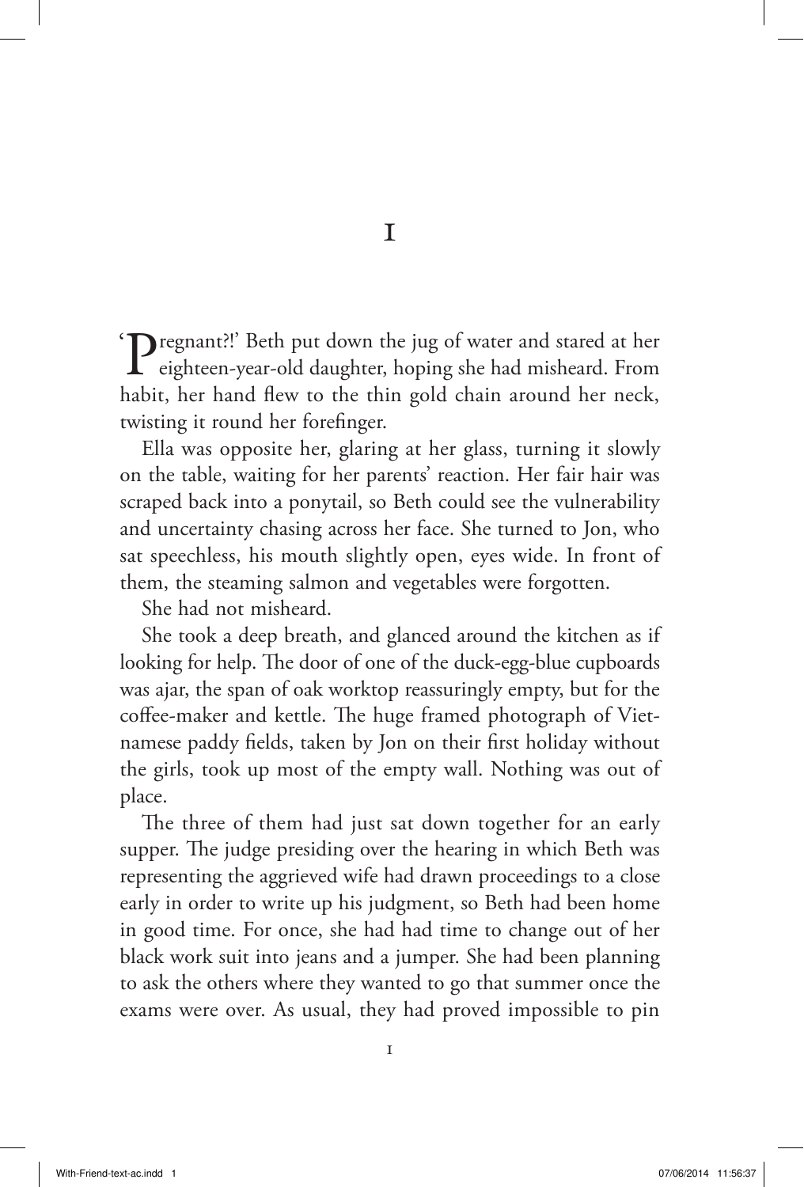# 1

'Pregnant?!' Beth put down the jug of water and stared at her eighteen-year-old daughter, hoping she had misheard. From habit, her hand flew to the thin gold chain around her neck, twisting it round her forefinger.

Ella was opposite her, glaring at her glass, turning it slowly on the table, waiting for her parents' reaction. Her fair hair was scraped back into a ponytail, so Beth could see the vulnerability and uncertainty chasing across her face. She turned to Jon, who sat speechless, his mouth slightly open, eyes wide. In front of them, the steaming salmon and vegetables were forgotten.

She had not misheard.

She took a deep breath, and glanced around the kitchen as if looking for help. The door of one of the duck-egg-blue cupboards was ajar, the span of oak worktop reassuringly empty, but for the coffee-maker and kettle. The huge framed photograph of Vietnamese paddy fields, taken by Jon on their first holiday without the girls, took up most of the empty wall. Nothing was out of place.

The three of them had just sat down together for an early supper. The judge presiding over the hearing in which Beth was representing the aggrieved wife had drawn proceedings to a close early in order to write up his judgment, so Beth had been home in good time. For once, she had had time to change out of her black work suit into jeans and a jumper. She had been planning to ask the others where they wanted to go that summer once the exams were over. As usual, they had proved impossible to pin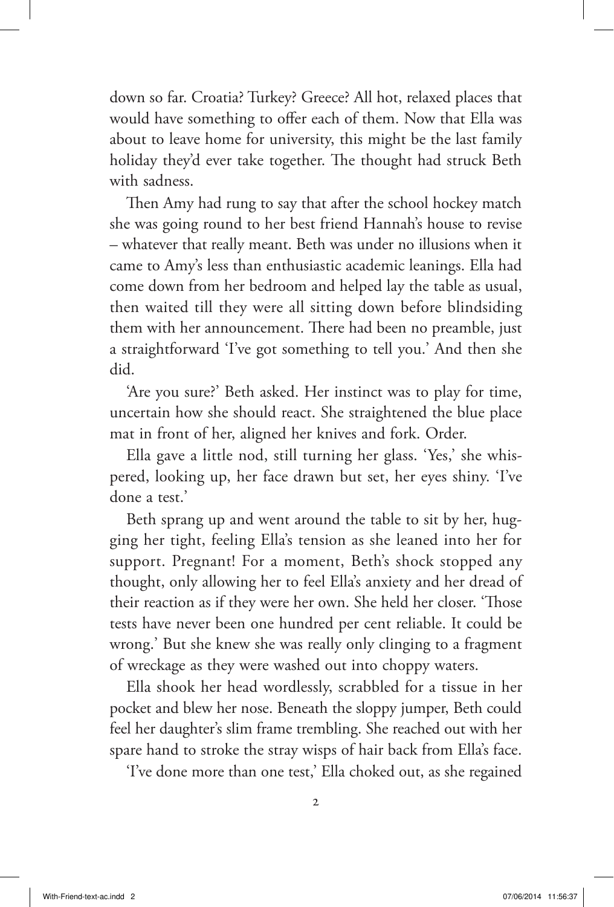down so far. Croatia? Turkey? Greece? All hot, relaxed places that would have something to offer each of them. Now that Ella was about to leave home for university, this might be the last family holiday they'd ever take together. The thought had struck Beth with sadness.

Then Amy had rung to say that after the school hockey match she was going round to her best friend Hannah's house to revise – whatever that really meant. Beth was under no illusions when it came to Amy's less than enthusiastic academic leanings. Ella had come down from her bedroom and helped lay the table as usual, then waited till they were all sitting down before blindsiding them with her announcement. There had been no preamble, just a straightforward 'I've got something to tell you.' And then she did.

'Are you sure?' Beth asked. Her instinct was to play for time, uncertain how she should react. She straightened the blue place mat in front of her, aligned her knives and fork. Order.

Ella gave a little nod, still turning her glass. 'Yes,' she whispered, looking up, her face drawn but set, her eyes shiny. 'I've done a test.'

Beth sprang up and went around the table to sit by her, hugging her tight, feeling Ella's tension as she leaned into her for support. Pregnant! For a moment, Beth's shock stopped any thought, only allowing her to feel Ella's anxiety and her dread of their reaction as if they were her own. She held her closer. 'Those tests have never been one hundred per cent reliable. It could be wrong.' But she knew she was really only clinging to a fragment of wreckage as they were washed out into choppy waters.

Ella shook her head wordlessly, scrabbled for a tissue in her pocket and blew her nose. Beneath the sloppy jumper, Beth could feel her daughter's slim frame trembling. She reached out with her spare hand to stroke the stray wisps of hair back from Ella's face.

'I've done more than one test,' Ella choked out, as she regained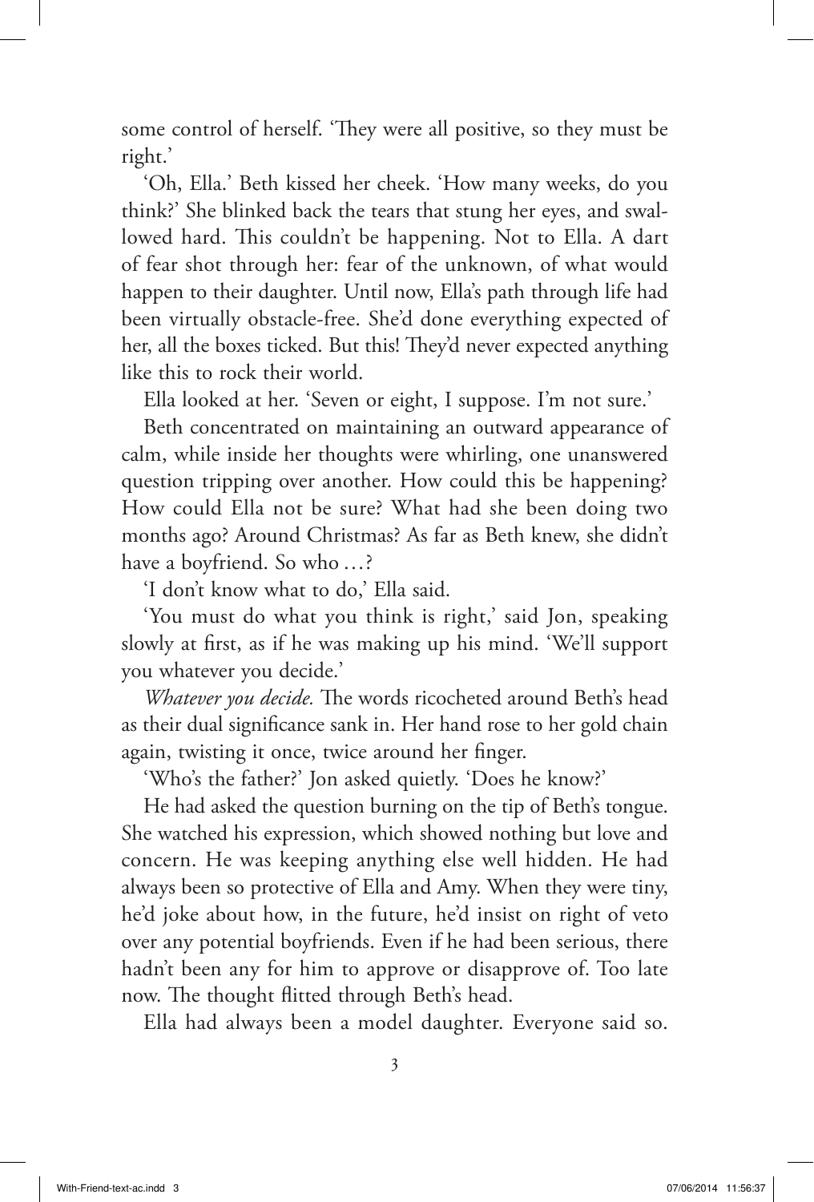some control of herself. 'They were all positive, so they must be right.'

'Oh, Ella.' Beth kissed her cheek. 'How many weeks, do you think?' She blinked back the tears that stung her eyes, and swallowed hard. This couldn't be happening. Not to Ella. A dart of fear shot through her: fear of the unknown, of what would happen to their daughter. Until now, Ella's path through life had been virtually obstacle-free. She'd done everything expected of her, all the boxes ticked. But this! They'd never expected anything like this to rock their world.

Ella looked at her. 'Seven or eight, I suppose. I'm not sure.'

Beth concentrated on maintaining an outward appearance of calm, while inside her thoughts were whirling, one unanswered question tripping over another. How could this be happening? How could Ella not be sure? What had she been doing two months ago? Around Christmas? As far as Beth knew, she didn't have a boyfriend. So who …?

'I don't know what to do,' Ella said.

'You must do what you think is right,' said Jon, speaking slowly at first, as if he was making up his mind. 'We'll support you whatever you decide.'

*Whatever you decide.* The words ricocheted around Beth's head as their dual significance sank in. Her hand rose to her gold chain again, twisting it once, twice around her finger.

'Who's the father?' Jon asked quietly. 'Does he know?'

He had asked the question burning on the tip of Beth's tongue. She watched his expression, which showed nothing but love and concern. He was keeping anything else well hidden. He had always been so protective of Ella and Amy. When they were tiny, he'd joke about how, in the future, he'd insist on right of veto over any potential boyfriends. Even if he had been serious, there hadn't been any for him to approve or disapprove of. Too late now. The thought flitted through Beth's head.

Ella had always been a model daughter. Everyone said so.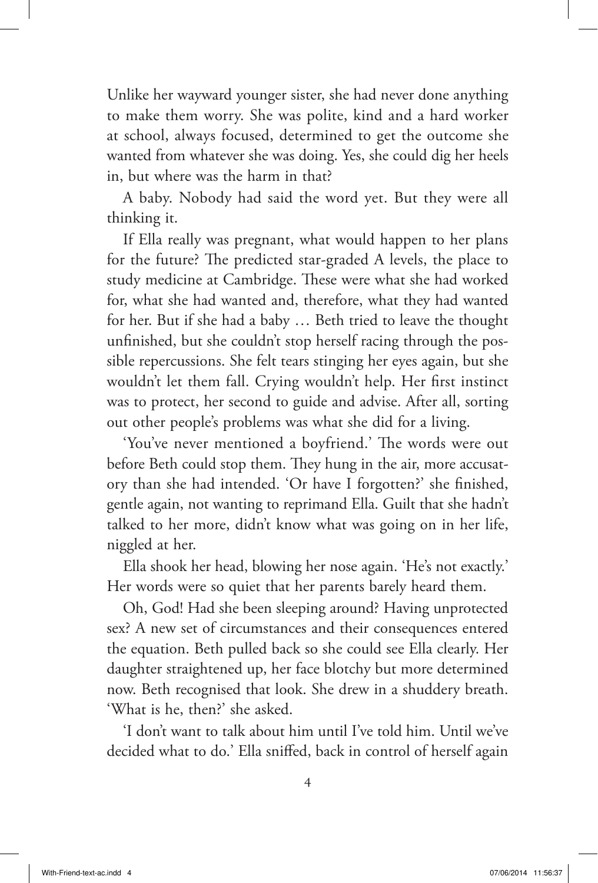Unlike her wayward younger sister, she had never done anything to make them worry. She was polite, kind and a hard worker at school, always focused, determined to get the outcome she wanted from whatever she was doing. Yes, she could dig her heels in, but where was the harm in that?

A baby. Nobody had said the word yet. But they were all thinking it.

If Ella really was pregnant, what would happen to her plans for the future? The predicted star-graded A levels, the place to study medicine at Cambridge. These were what she had worked for, what she had wanted and, therefore, what they had wanted for her. But if she had a baby … Beth tried to leave the thought unfinished, but she couldn't stop herself racing through the possible repercussions. She felt tears stinging her eyes again, but she wouldn't let them fall. Crying wouldn't help. Her first instinct was to protect, her second to guide and advise. After all, sorting out other people's problems was what she did for a living.

'You've never mentioned a boyfriend.' The words were out before Beth could stop them. They hung in the air, more accusatory than she had intended. 'Or have I forgotten?' she finished, gentle again, not wanting to reprimand Ella. Guilt that she hadn't talked to her more, didn't know what was going on in her life, niggled at her.

Ella shook her head, blowing her nose again. 'He's not exactly.' Her words were so quiet that her parents barely heard them.

Oh, God! Had she been sleeping around? Having unprotected sex? A new set of circumstances and their consequences entered the equation. Beth pulled back so she could see Ella clearly. Her daughter straightened up, her face blotchy but more determined now. Beth recognised that look. She drew in a shuddery breath. 'What is he, then?' she asked.

'I don't want to talk about him until I've told him. Until we've decided what to do.' Ella sniffed, back in control of herself again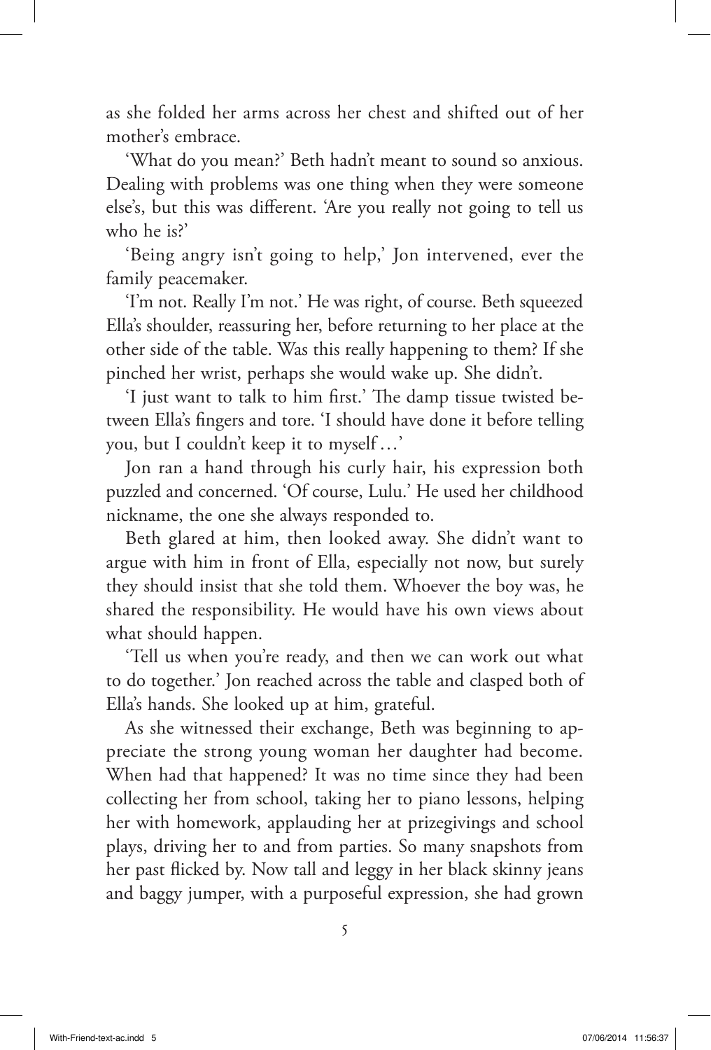as she folded her arms across her chest and shifted out of her mother's embrace.

'What do you mean?' Beth hadn't meant to sound so anxious. Dealing with problems was one thing when they were someone else's, but this was different. 'Are you really not going to tell us who he is?'

'Being angry isn't going to help,' Jon intervened, ever the family peacemaker.

'I'm not. Really I'm not.' He was right, of course. Beth squeezed Ella's shoulder, reassuring her, before returning to her place at the other side of the table. Was this really happening to them? If she pinched her wrist, perhaps she would wake up. She didn't.

'I just want to talk to him first.' The damp tissue twisted between Ella's fingers and tore. 'I should have done it before telling you, but I couldn't keep it to myself …'

Jon ran a hand through his curly hair, his expression both puzzled and concerned. 'Of course, Lulu.' He used her childhood nickname, the one she always responded to.

Beth glared at him, then looked away. She didn't want to argue with him in front of Ella, especially not now, but surely they should insist that she told them. Whoever the boy was, he shared the responsibility. He would have his own views about what should happen.

'Tell us when you're ready, and then we can work out what to do together.' Jon reached across the table and clasped both of Ella's hands. She looked up at him, grateful.

As she witnessed their exchange, Beth was beginning to appreciate the strong young woman her daughter had become. When had that happened? It was no time since they had been collecting her from school, taking her to piano lessons, helping her with homework, applauding her at prizegivings and school plays, driving her to and from parties. So many snapshots from her past flicked by. Now tall and leggy in her black skinny jeans and baggy jumper, with a purposeful expression, she had grown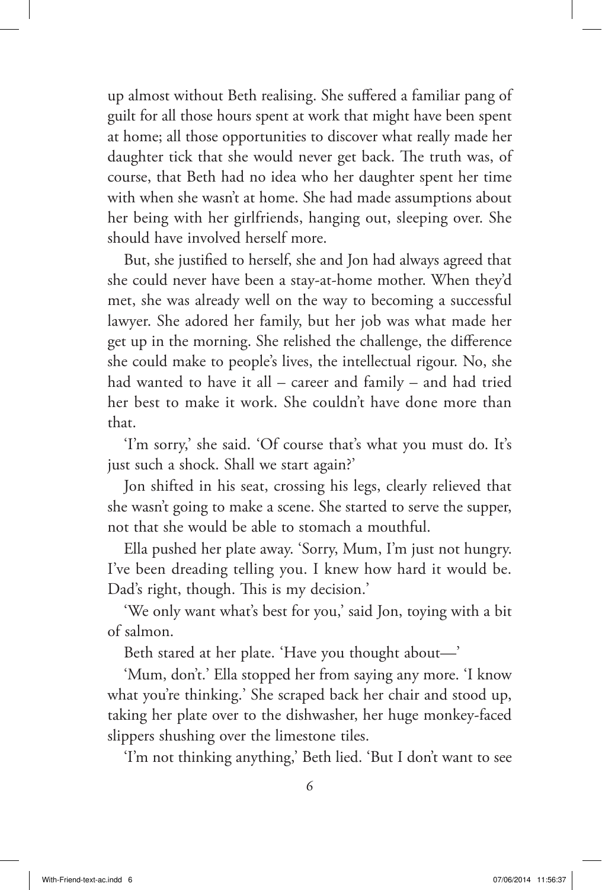up almost without Beth realising. She suffered a familiar pang of guilt for all those hours spent at work that might have been spent at home; all those opportunities to discover what really made her daughter tick that she would never get back. The truth was, of course, that Beth had no idea who her daughter spent her time with when she wasn't at home. She had made assumptions about her being with her girlfriends, hanging out, sleeping over. She should have involved herself more.

But, she justified to herself, she and Jon had always agreed that she could never have been a stay-at-home mother. When they'd met, she was already well on the way to becoming a successful lawyer. She adored her family, but her job was what made her get up in the morning. She relished the challenge, the difference she could make to people's lives, the intellectual rigour. No, she had wanted to have it all – career and family – and had tried her best to make it work. She couldn't have done more than that.

'I'm sorry,' she said. 'Of course that's what you must do. It's just such a shock. Shall we start again?'

Jon shifted in his seat, crossing his legs, clearly relieved that she wasn't going to make a scene. She started to serve the supper, not that she would be able to stomach a mouthful.

Ella pushed her plate away. 'Sorry, Mum, I'm just not hungry. I've been dreading telling you. I knew how hard it would be. Dad's right, though. This is my decision.'

'We only want what's best for you,' said Jon, toying with a bit of salmon.

Beth stared at her plate. 'Have you thought about—'

'Mum, don't.' Ella stopped her from saying any more. 'I know what you're thinking.' She scraped back her chair and stood up, taking her plate over to the dishwasher, her huge monkey-faced slippers shushing over the limestone tiles.

'I'm not thinking anything,' Beth lied. 'But I don't want to see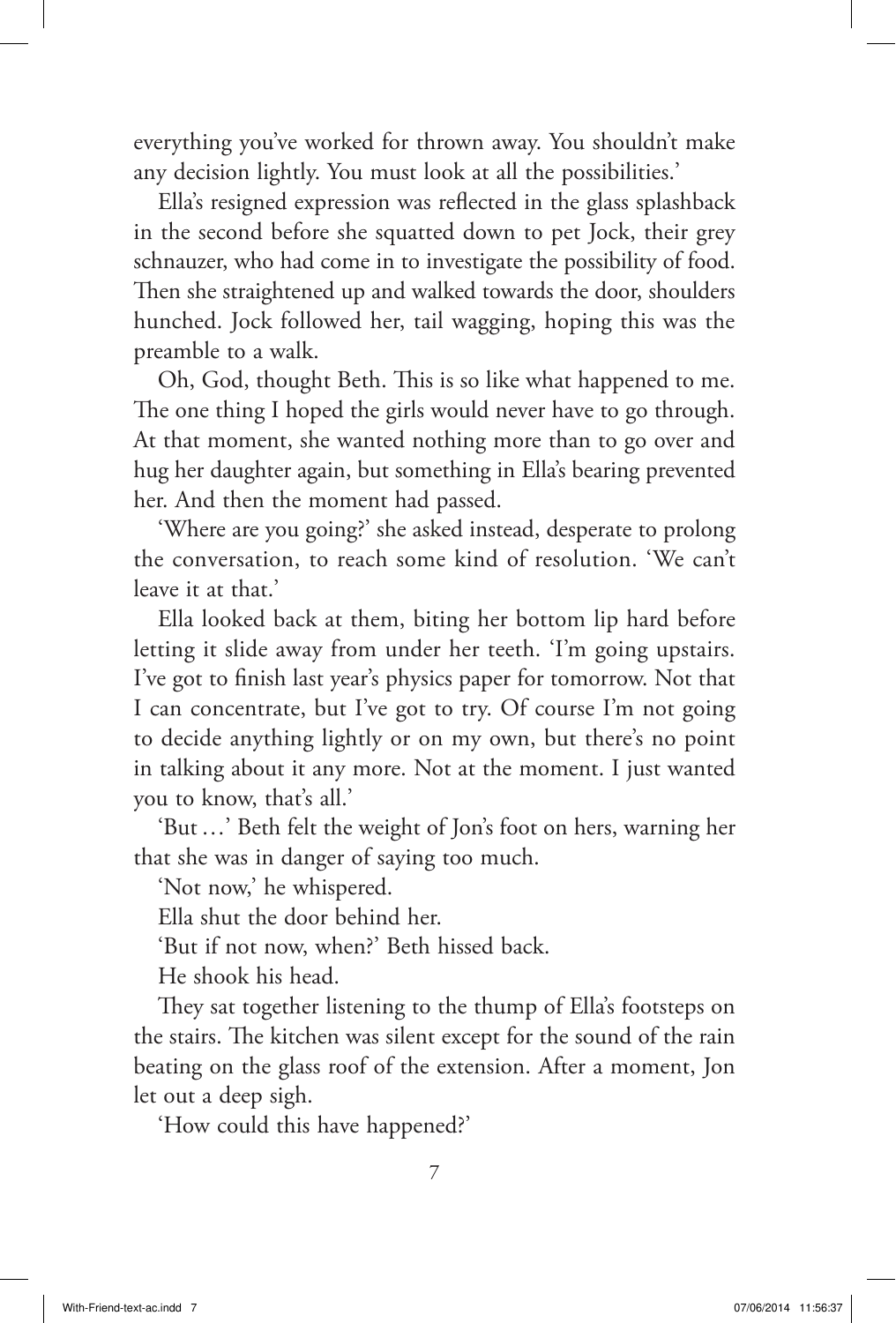everything you've worked for thrown away. You shouldn't make any decision lightly. You must look at all the possibilities.'

Ella's resigned expression was reflected in the glass splashback in the second before she squatted down to pet Jock, their grey schnauzer, who had come in to investigate the possibility of food. Then she straightened up and walked towards the door, shoulders hunched. Jock followed her, tail wagging, hoping this was the preamble to a walk.

Oh, God, thought Beth. This is so like what happened to me. The one thing I hoped the girls would never have to go through. At that moment, she wanted nothing more than to go over and hug her daughter again, but something in Ella's bearing prevented her. And then the moment had passed.

'Where are you going?' she asked instead, desperate to prolong the conversation, to reach some kind of resolution. 'We can't leave it at that.'

Ella looked back at them, biting her bottom lip hard before letting it slide away from under her teeth. 'I'm going upstairs. I've got to finish last year's physics paper for tomorrow. Not that I can concentrate, but I've got to try. Of course I'm not going to decide anything lightly or on my own, but there's no point in talking about it any more. Not at the moment. I just wanted you to know, that's all.'

'But …' Beth felt the weight of Jon's foot on hers, warning her that she was in danger of saying too much.

'Not now,' he whispered.

Ella shut the door behind her.

'But if not now, when?' Beth hissed back.

He shook his head.

They sat together listening to the thump of Ella's footsteps on the stairs. The kitchen was silent except for the sound of the rain beating on the glass roof of the extension. After a moment, Jon let out a deep sigh.

'How could this have happened?'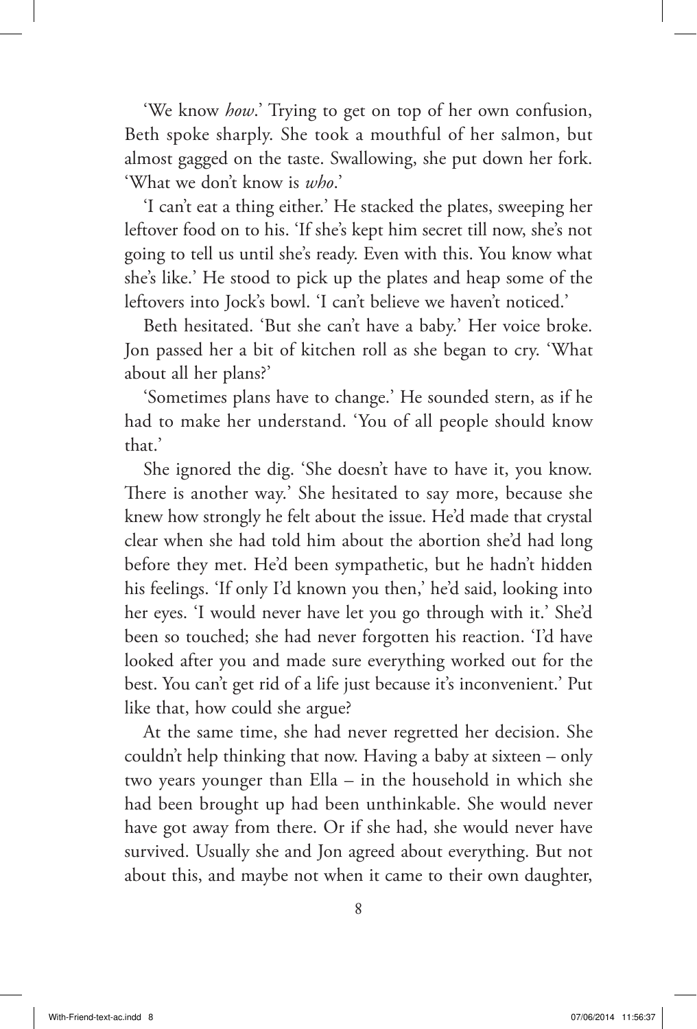'We know *how*.' Trying to get on top of her own confusion, Beth spoke sharply. She took a mouthful of her salmon, but almost gagged on the taste. Swallowing, she put down her fork. 'What we don't know is *who*.'

'I can't eat a thing either.' He stacked the plates, sweeping her leftover food on to his. 'If she's kept him secret till now, she's not going to tell us until she's ready. Even with this. You know what she's like.' He stood to pick up the plates and heap some of the leftovers into Jock's bowl. 'I can't believe we haven't noticed.'

Beth hesitated. 'But she can't have a baby.' Her voice broke. Jon passed her a bit of kitchen roll as she began to cry. 'What about all her plans?'

'Sometimes plans have to change.' He sounded stern, as if he had to make her understand. 'You of all people should know that.'

She ignored the dig. 'She doesn't have to have it, you know. There is another way.' She hesitated to say more, because she knew how strongly he felt about the issue. He'd made that crystal clear when she had told him about the abortion she'd had long before they met. He'd been sympathetic, but he hadn't hidden his feelings. 'If only I'd known you then,' he'd said, looking into her eyes. 'I would never have let you go through with it.' She'd been so touched; she had never forgotten his reaction. 'I'd have looked after you and made sure everything worked out for the best. You can't get rid of a life just because it's inconvenient.' Put like that, how could she argue?

At the same time, she had never regretted her decision. She couldn't help thinking that now. Having a baby at sixteen – only two years younger than Ella – in the household in which she had been brought up had been unthinkable. She would never have got away from there. Or if she had, she would never have survived. Usually she and Jon agreed about everything. But not about this, and maybe not when it came to their own daughter,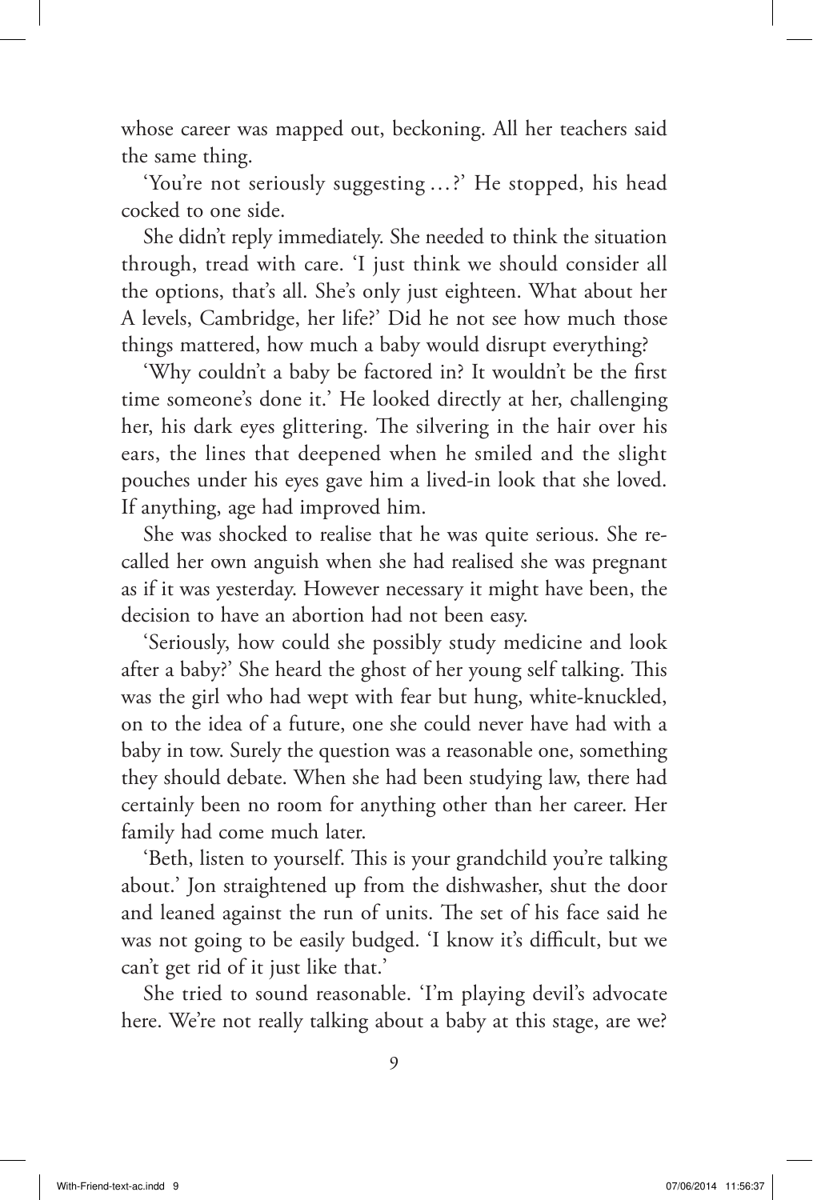whose career was mapped out, beckoning. All her teachers said the same thing.

'You're not seriously suggesting …?' He stopped, his head cocked to one side.

She didn't reply immediately. She needed to think the situation through, tread with care. 'I just think we should consider all the options, that's all. She's only just eighteen. What about her A levels, Cambridge, her life?' Did he not see how much those things mattered, how much a baby would disrupt everything?

'Why couldn't a baby be factored in? It wouldn't be the first time someone's done it.' He looked directly at her, challenging her, his dark eyes glittering. The silvering in the hair over his ears, the lines that deepened when he smiled and the slight pouches under his eyes gave him a lived-in look that she loved. If anything, age had improved him.

She was shocked to realise that he was quite serious. She recalled her own anguish when she had realised she was pregnant as if it was yesterday. However necessary it might have been, the decision to have an abortion had not been easy.

'Seriously, how could she possibly study medicine and look after a baby?' She heard the ghost of her young self talking. This was the girl who had wept with fear but hung, white-knuckled, on to the idea of a future, one she could never have had with a baby in tow. Surely the question was a reasonable one, something they should debate. When she had been studying law, there had certainly been no room for anything other than her career. Her family had come much later.

'Beth, listen to yourself. This is your grandchild you're talking about.' Jon straightened up from the dishwasher, shut the door and leaned against the run of units. The set of his face said he was not going to be easily budged. 'I know it's difficult, but we can't get rid of it just like that.'

She tried to sound reasonable. 'I'm playing devil's advocate here. We're not really talking about a baby at this stage, are we?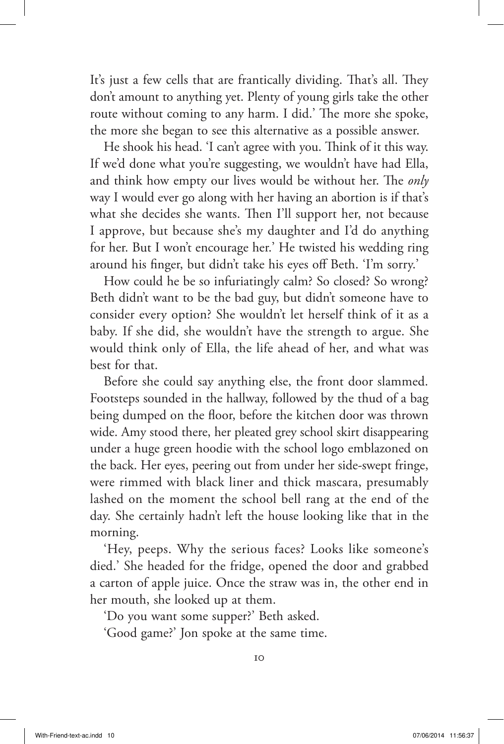It's just a few cells that are frantically dividing. That's all. They don't amount to anything yet. Plenty of young girls take the other route without coming to any harm. I did.' The more she spoke, the more she began to see this alternative as a possible answer.

He shook his head. 'I can't agree with you. Think of it this way. If we'd done what you're suggesting, we wouldn't have had Ella, and think how empty our lives would be without her. The *only* way I would ever go along with her having an abortion is if that's what she decides she wants. Then I'll support her, not because I approve, but because she's my daughter and I'd do anything for her. But I won't encourage her.' He twisted his wedding ring around his finger, but didn't take his eyes off Beth. 'I'm sorry.'

How could he be so infuriatingly calm? So closed? So wrong? Beth didn't want to be the bad guy, but didn't someone have to consider every option? She wouldn't let herself think of it as a baby. If she did, she wouldn't have the strength to argue. She would think only of Ella, the life ahead of her, and what was best for that.

Before she could say anything else, the front door slammed. Footsteps sounded in the hallway, followed by the thud of a bag being dumped on the floor, before the kitchen door was thrown wide. Amy stood there, her pleated grey school skirt disappearing under a huge green hoodie with the school logo emblazoned on the back. Her eyes, peering out from under her side-swept fringe, were rimmed with black liner and thick mascara, presumably lashed on the moment the school bell rang at the end of the day. She certainly hadn't left the house looking like that in the morning.

'Hey, peeps. Why the serious faces? Looks like someone's died.' She headed for the fridge, opened the door and grabbed a carton of apple juice. Once the straw was in, the other end in her mouth, she looked up at them.

'Do you want some supper?' Beth asked.

'Good game?' Jon spoke at the same time.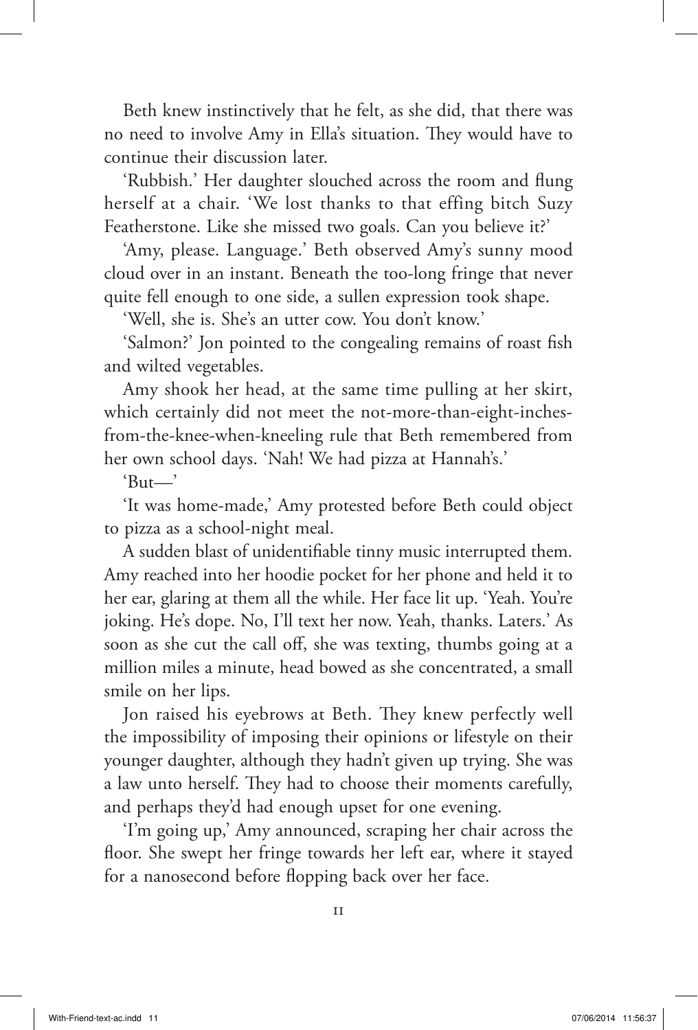Beth knew instinctively that he felt, as she did, that there was no need to involve Amy in Ella's situation. They would have to continue their discussion later.

'Rubbish.' Her daughter slouched across the room and flung herself at a chair. 'We lost thanks to that effing bitch Suzy Featherstone. Like she missed two goals. Can you believe it?'

'Amy, please. Language.' Beth observed Amy's sunny mood cloud over in an instant. Beneath the too-long fringe that never quite fell enough to one side, a sullen expression took shape.

'Well, she is. She's an utter cow. You don't know.'

'Salmon?' Jon pointed to the congealing remains of roast fish and wilted vegetables.

Amy shook her head, at the same time pulling at her skirt, which certainly did not meet the not-more-than-eight-inches-from-the-knee-when-kneeling rule that Beth remembered from her own school days. 'Nah! We had pizza at Hannah's.'

'But—'

'It was home-made,' Amy protested before Beth could object to pizza as a school-night meal.

A sudden blast of unidentifiable tinny music interrupted them. Amy reached into her hoodie pocket for her phone and held it to her ear, glaring at them all the while. Her face lit up. 'Yeah. You're joking. He's dope. No, I'll text her now. Yeah, thanks. Laters.' As soon as she cut the call off, she was texting, thumbs going at a million miles a minute, head bowed as she concentrated, a small smile on her lips.

Jon raised his eyebrows at Beth. They knew perfectly well the impossibility of imposing their opinions or lifestyle on their younger daughter, although they hadn't given up trying. She was a law unto herself. They had to choose their moments carefully, and perhaps they'd had enough upset for one evening.

'I'm going up,' Amy announced, scraping her chair across the floor. She swept her fringe towards her left ear, where it stayed for a nanosecond before flopping back over her face.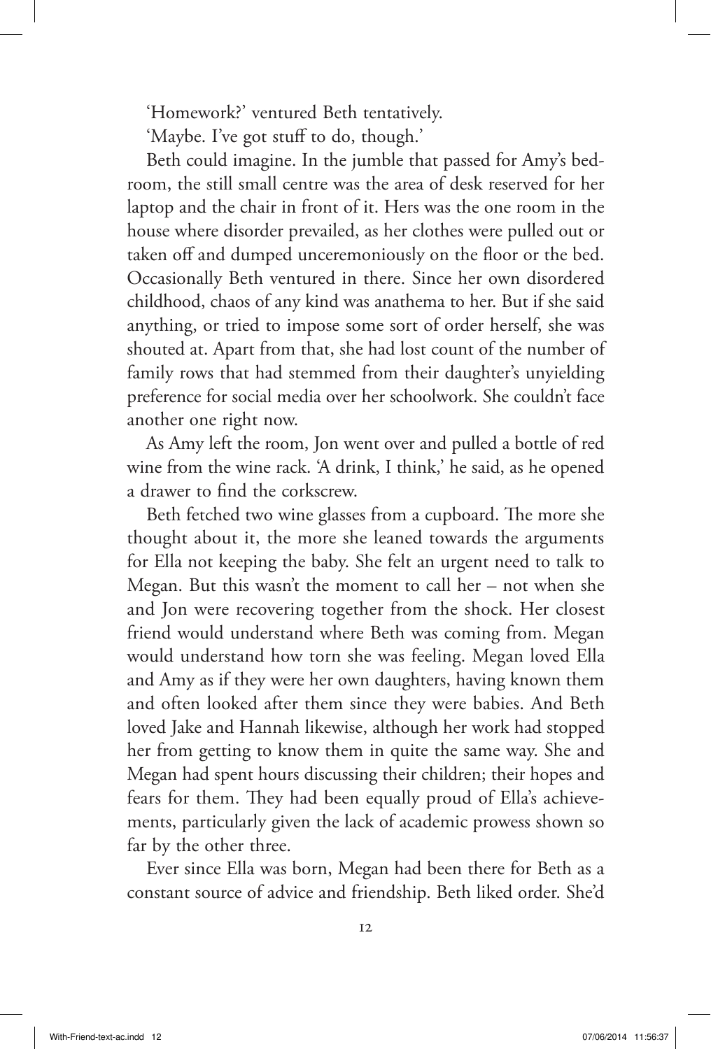'Homework?' ventured Beth tentatively.

'Maybe. I've got stuff to do, though.'

Beth could imagine. In the jumble that passed for Amy's bedroom, the still small centre was the area of desk reserved for her laptop and the chair in front of it. Hers was the one room in the house where disorder prevailed, as her clothes were pulled out or taken off and dumped unceremoniously on the floor or the bed. Occasionally Beth ventured in there. Since her own disordered childhood, chaos of any kind was anathema to her. But if she said anything, or tried to impose some sort of order herself, she was shouted at. Apart from that, she had lost count of the number of family rows that had stemmed from their daughter's unyielding preference for social media over her schoolwork. She couldn't face another one right now.

As Amy left the room, Jon went over and pulled a bottle of red wine from the wine rack. 'A drink, I think,' he said, as he opened a drawer to find the corkscrew.

Beth fetched two wine glasses from a cupboard. The more she thought about it, the more she leaned towards the arguments for Ella not keeping the baby. She felt an urgent need to talk to Megan. But this wasn't the moment to call her – not when she and Jon were recovering together from the shock. Her closest friend would understand where Beth was coming from. Megan would understand how torn she was feeling. Megan loved Ella and Amy as if they were her own daughters, having known them and often looked after them since they were babies. And Beth loved Jake and Hannah likewise, although her work had stopped her from getting to know them in quite the same way. She and Megan had spent hours discussing their children; their hopes and fears for them. They had been equally proud of Ella's achievements, particularly given the lack of academic prowess shown so far by the other three.

Ever since Ella was born, Megan had been there for Beth as a constant source of advice and friendship. Beth liked order. She'd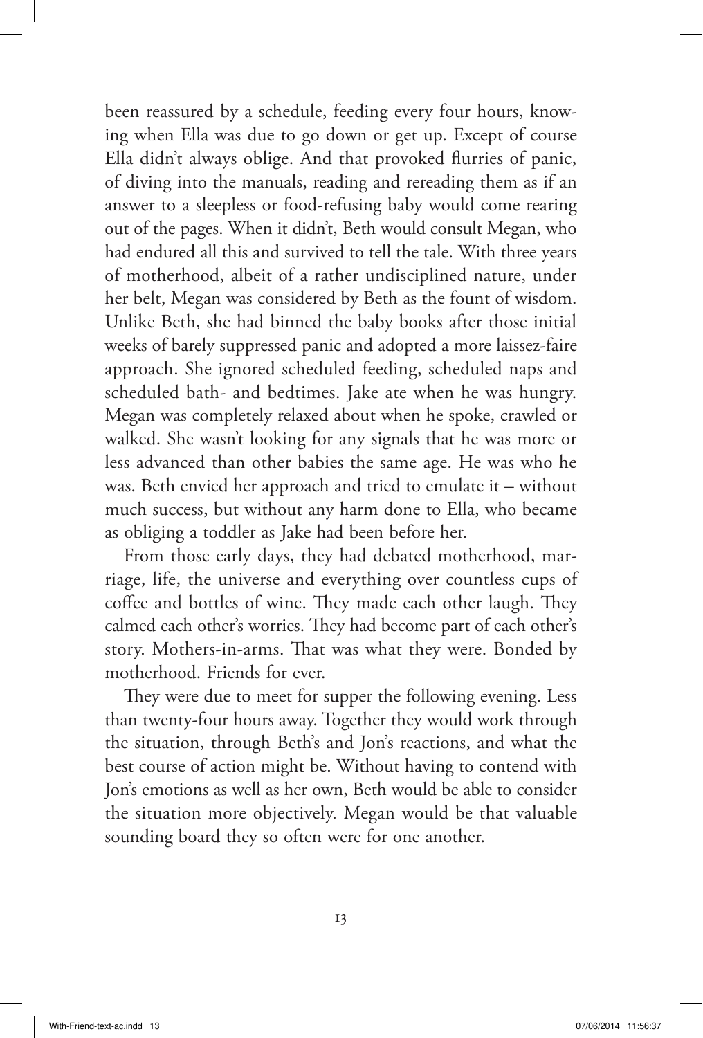been reassured by a schedule, feeding every four hours, knowing when Ella was due to go down or get up. Except of course Ella didn't always oblige. And that provoked flurries of panic, of diving into the manuals, reading and rereading them as if an answer to a sleepless or food-refusing baby would come rearing out of the pages. When it didn't, Beth would consult Megan, who had endured all this and survived to tell the tale. With three years of motherhood, albeit of a rather undisciplined nature, under her belt, Megan was considered by Beth as the fount of wisdom. Unlike Beth, she had binned the baby books after those initial weeks of barely suppressed panic and adopted a more laissez-faire approach. She ignored scheduled feeding, scheduled naps and scheduled bath- and bedtimes. Jake ate when he was hungry. Megan was completely relaxed about when he spoke, crawled or walked. She wasn't looking for any signals that he was more or less advanced than other babies the same age. He was who he was. Beth envied her approach and tried to emulate it – without much success, but without any harm done to Ella, who became as obliging a toddler as Jake had been before her.

From those early days, they had debated motherhood, marriage, life, the universe and everything over countless cups of coffee and bottles of wine. They made each other laugh. They calmed each other's worries. They had become part of each other's story. Mothers-in-arms. That was what they were. Bonded by motherhood. Friends for ever.

They were due to meet for supper the following evening. Less than twenty-four hours away. Together they would work through the situation, through Beth's and Jon's reactions, and what the best course of action might be. Without having to contend with Jon's emotions as well as her own, Beth would be able to consider the situation more objectively. Megan would be that valuable sounding board they so often were for one another.